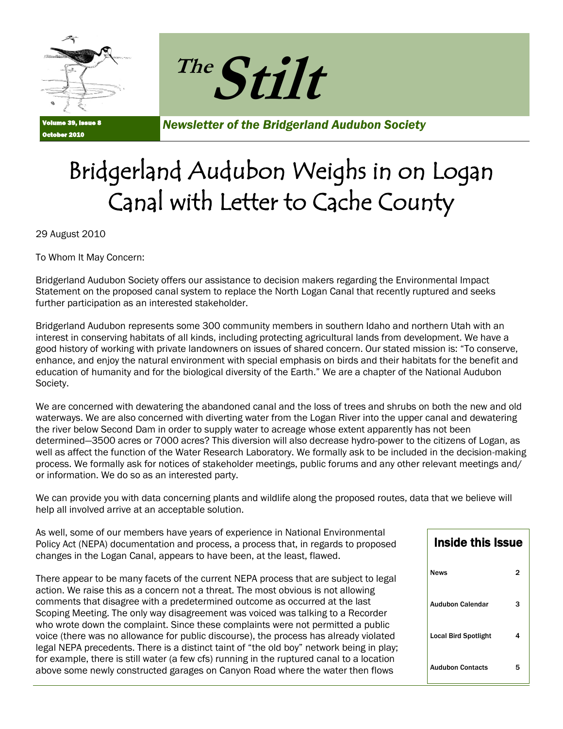# The Stilt

Volume 39, Issue 8
October 2010

*Newsletter of the Bridgerland Audubon Society*

# Bridgerland Audubon Weighs in on Logan Canal with Letter to Cache County

29 August 2010

To Whom It May Concern:

Bridgerland Audubon Society offers our assistance to decision makers regarding the Environmental Impact Statement on the proposed canal system to replace the North Logan Canal that recently ruptured and seeks further participation as an interested stakeholder.

Bridgerland Audubon represents some 300 community members in southern Idaho and northern Utah with an interest in conserving habitats of all kinds, including protecting agricultural lands from development. We have a good history of working with private landowners on issues of shared concern. Our stated mission is: "To conserve, enhance, and enjoy the natural environment with special emphasis on birds and their habitats for the benefit and education of humanity and for the biological diversity of the Earth." We are a chapter of the National Audubon Society.

We are concerned with dewatering the abandoned canal and the loss of trees and shrubs on both the new and old waterways. We are also concerned with diverting water from the Logan River into the upper canal and dewatering the river below Second Dam in order to supply water to acreage whose extent apparently has not been determined—3500 acres or 7000 acres? This diversion will also decrease hydro-power to the citizens of Logan, as well as affect the function of the Water Research Laboratory. We formally ask to be included in the decision-making process. We formally ask for notices of stakeholder meetings, public forums and any other relevant meetings and/or information. We do so as an interested party.

We can provide you with data concerning plants and wildlife along the proposed routes, data that we believe will help all involved arrive at an acceptable solution.

As well, some of our members have years of experience in National Environmental Policy Act (NEPA) documentation and process, a process that, in regards to proposed changes in the Logan Canal, appears to have been, at the least, flawed.

There appear to be many facets of the current NEPA process that are subject to legal action. We raise this as a concern not a threat. The most obvious is not allowing comments that disagree with a predetermined outcome as occurred at the last Scoping Meeting. The only way disagreement was voiced was talking to a Recorder who wrote down the complaint. Since these complaints were not permitted a public voice (there was no allowance for public discourse), the process has already violated legal NEPA precedents. There is a distinct taint of "the old boy" network being in play; for example, there is still water (a few cfs) running in the ruptured canal to a location above some newly constructed garages on Canyon Road where the water then flows

## Inside this Issue

| | |
|---|---|
| News | 2 |
| Audubon Calendar | 3 |
| Local Bird Spotlight | 4 |
| Audubon Contacts | 5 |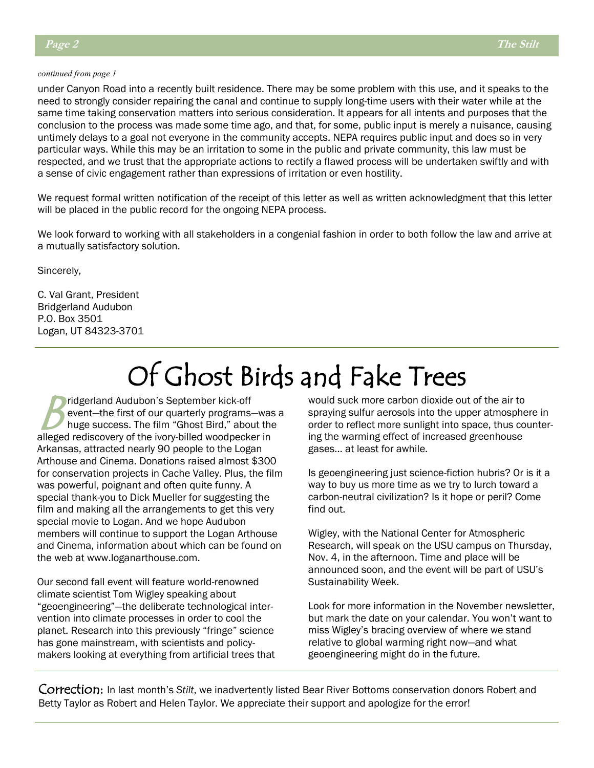*continued from page 1*

under Canyon Road into a recently built residence. There may be some problem with this use, and it speaks to the need to strongly consider repairing the canal and continue to supply long-time users with their water while at the same time taking conservation matters into serious consideration. It appears for all intents and purposes that the conclusion to the process was made some time ago, and that, for some, public input is merely a nuisance, causing untimely delays to a goal not everyone in the community accepts. NEPA requires public input and does so in very particular ways. While this may be an irritation to some in the public and private community, this law must be respected, and we trust that the appropriate actions to rectify a flawed process will be undertaken swiftly and with a sense of civic engagement rather than expressions of irritation or even hostility.

We request formal written notification of the receipt of this letter as well as written acknowledgment that this letter will be placed in the public record for the ongoing NEPA process.

We look forward to working with all stakeholders in a congenial fashion in order to both follow the law and arrive at a mutually satisfactory solution.

Sincerely,

C. Val Grant, President
Bridgerland Audubon
P.O. Box 3501
Logan, UT 84323-3701

# Of Ghost Birds and Fake Trees

Bridgerland Audubon's September kick-off event—the first of our quarterly programs—was a huge success. The film "Ghost Bird," about the alleged rediscovery of the ivory-billed woodpecker in Arkansas, attracted nearly 90 people to the Logan Arthouse and Cinema. Donations raised almost $300 for conservation projects in Cache Valley. Plus, the film was powerful, poignant and often quite funny. A special thank-you to Dick Mueller for suggesting the film and making all the arrangements to get this very special movie to Logan. And we hope Audubon members will continue to support the Logan Arthouse and Cinema, information about which can be found on the web at www.loganarthouse.com.

Our second fall event will feature world-renowned climate scientist Tom Wigley speaking about "geoengineering"—the deliberate technological intervention into climate processes in order to cool the planet. Research into this previously "fringe" science has gone mainstream, with scientists and policy-makers looking at everything from artificial trees that would suck more carbon dioxide out of the air to spraying sulfur aerosols into the upper atmosphere in order to reflect more sunlight into space, thus countering the warming effect of increased greenhouse gases… at least for awhile.

Is geoengineering just science-fiction hubris? Or is it a way to buy us more time as we try to lurch toward a carbon-neutral civilization? Is it hope or peril? Come find out.

Wigley, with the National Center for Atmospheric Research, will speak on the USU campus on Thursday, Nov. 4, in the afternoon. Time and place will be announced soon, and the event will be part of USU's Sustainability Week.

Look for more information in the November newsletter, but mark the date on your calendar. You won't want to miss Wigley's bracing overview of where we stand relative to global warming right now—and what geoengineering might do in the future.

**Correction:** In last month's *Stilt*, we inadvertently listed Bear River Bottoms conservation donors Robert and Betty Taylor as Robert and Helen Taylor. We appreciate their support and apologize for the error!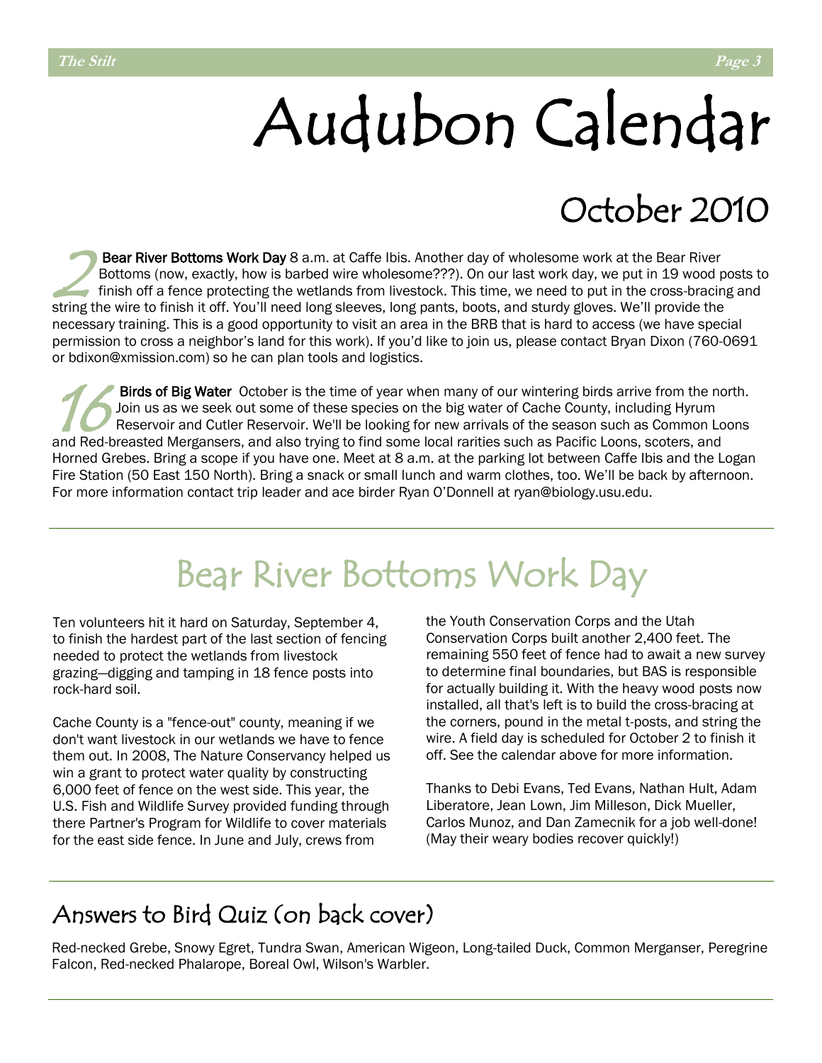# Audubon Calendar

## October 2010

**2** **Bear River Bottoms Work Day** 8 a.m. at Caffe Ibis. Another day of wholesome work at the Bear River Bottoms (now, exactly, how is barbed wire wholesome???). On our last work day, we put in 19 wood posts to finish off a fence protecting the wetlands from livestock. This time, we need to put in the cross-bracing and string the wire to finish it off. You'll need long sleeves, long pants, boots, and sturdy gloves. We'll provide the necessary training. This is a good opportunity to visit an area in the BRB that is hard to access (we have special permission to cross a neighbor's land for this work). If you'd like to join us, please contact Bryan Dixon (760-0691 or bdixon@xmission.com) so he can plan tools and logistics.

**16** **Birds of Big Water** October is the time of year when many of our wintering birds arrive from the north. Join us as we seek out some of these species on the big water of Cache County, including Hyrum Reservoir and Cutler Reservoir. We'll be looking for new arrivals of the season such as Common Loons and Red-breasted Mergansers, and also trying to find some local rarities such as Pacific Loons, scoters, and Horned Grebes. Bring a scope if you have one. Meet at 8 a.m. at the parking lot between Caffe Ibis and the Logan Fire Station (50 East 150 North). Bring a snack or small lunch and warm clothes, too. We'll be back by afternoon. For more information contact trip leader and ace birder Ryan O'Donnell at ryan@biology.usu.edu.

---

## Bear River Bottoms Work Day

Ten volunteers hit it hard on Saturday, September 4, to finish the hardest part of the last section of fencing needed to protect the wetlands from livestock grazing—digging and tamping in 18 fence posts into rock-hard soil.

Cache County is a "fence-out" county, meaning if we don't want livestock in our wetlands we have to fence them out. In 2008, The Nature Conservancy helped us win a grant to protect water quality by constructing 6,000 feet of fence on the west side. This year, the U.S. Fish and Wildlife Survey provided funding through there Partner's Program for Wildlife to cover materials for the east side fence. In June and July, crews from the Youth Conservation Corps and the Utah Conservation Corps built another 2,400 feet. The remaining 550 feet of fence had to await a new survey to determine final boundaries, but BAS is responsible for actually building it. With the heavy wood posts now installed, all that's left is to build the cross-bracing at the corners, pound in the metal t-posts, and string the wire. A field day is scheduled for October 2 to finish it off. See the calendar above for more information.

Thanks to Debi Evans, Ted Evans, Nathan Hult, Adam Liberatore, Jean Lown, Jim Milleson, Dick Mueller, Carlos Munoz, and Dan Zamecnik for a job well-done! (May their weary bodies recover quickly!)

---

## Answers to Bird Quiz (on back cover)

Red-necked Grebe, Snowy Egret, Tundra Swan, American Wigeon, Long-tailed Duck, Common Merganser, Peregrine Falcon, Red-necked Phalarope, Boreal Owl, Wilson's Warbler.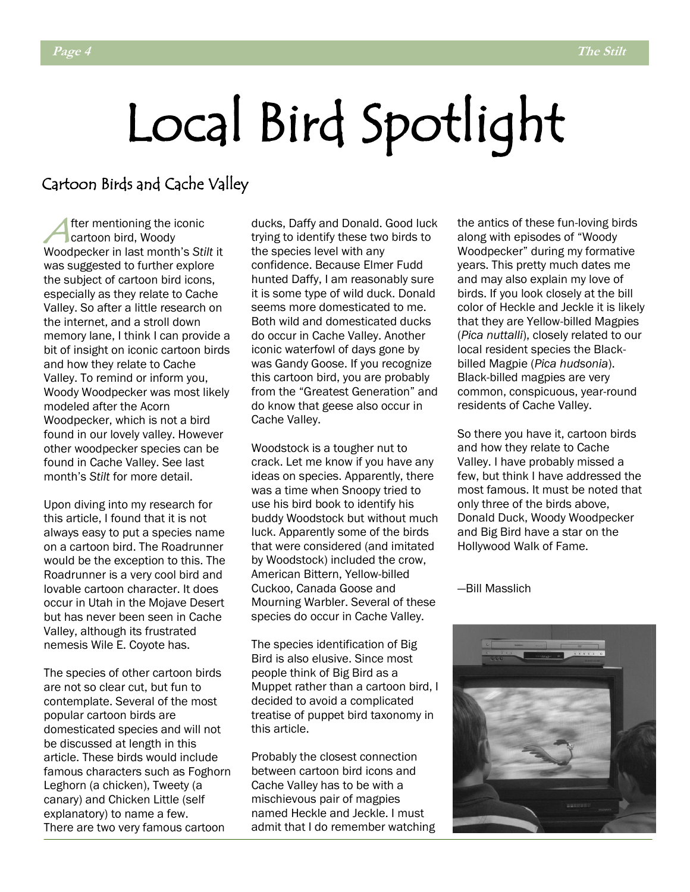# Local Bird Spotlight

## Cartoon Birds and Cache Valley

After mentioning the iconic cartoon bird, Woody Woodpecker in last month's *Stilt* it was suggested to further explore the subject of cartoon bird icons, especially as they relate to Cache Valley. So after a little research on the internet, and a stroll down memory lane, I think I can provide a bit of insight on iconic cartoon birds and how they relate to Cache Valley. To remind or inform you, Woody Woodpecker was most likely modeled after the Acorn Woodpecker, which is not a bird found in our lovely valley. However other woodpecker species can be found in Cache Valley. See last month's *Stilt* for more detail.

Upon diving into my research for this article, I found that it is not always easy to put a species name on a cartoon bird. The Roadrunner would be the exception to this. The Roadrunner is a very cool bird and lovable cartoon character. It does occur in Utah in the Mojave Desert but has never been seen in Cache Valley, although its frustrated nemesis Wile E. Coyote has.

The species of other cartoon birds are not so clear cut, but fun to contemplate. Several of the most popular cartoon birds are domesticated species and will not be discussed at length in this article. These birds would include famous characters such as Foghorn Leghorn (a chicken), Tweety (a canary) and Chicken Little (self explanatory) to name a few. There are two very famous cartoon ducks, Daffy and Donald. Good luck trying to identify these two birds to the species level with any confidence. Because Elmer Fudd hunted Daffy, I am reasonably sure it is some type of wild duck. Donald seems more domesticated to me. Both wild and domesticated ducks do occur in Cache Valley. Another iconic waterfowl of days gone by was Gandy Goose. If you recognize this cartoon bird, you are probably from the "Greatest Generation" and do know that geese also occur in Cache Valley.

Woodstock is a tougher nut to crack. Let me know if you have any ideas on species. Apparently, there was a time when Snoopy tried to use his bird book to identify his buddy Woodstock but without much luck. Apparently some of the birds that were considered (and imitated by Woodstock) included the crow, American Bittern, Yellow-billed Cuckoo, Canada Goose and Mourning Warbler. Several of these species do occur in Cache Valley.

The species identification of Big Bird is also elusive. Since most people think of Big Bird as a Muppet rather than a cartoon bird, I decided to avoid a complicated treatise of puppet bird taxonomy in this article.

Probably the closest connection between cartoon bird icons and Cache Valley has to be with a mischievous pair of magpies named Heckle and Jeckle. I must admit that I do remember watching the antics of these fun-loving birds along with episodes of "Woody Woodpecker" during my formative years. This pretty much dates me and may also explain my love of birds. If you look closely at the bill color of Heckle and Jeckle it is likely that they are Yellow-billed Magpies (*Pica nuttalli*), closely related to our local resident species the Black-billed Magpie (*Pica hudsonia*). Black-billed magpies are very common, conspicuous, year-round residents of Cache Valley.

So there you have it, cartoon birds and how they relate to Cache Valley. I have probably missed a few, but think I have addressed the most famous. It must be noted that only three of the birds above, Donald Duck, Woody Woodpecker and Big Bird have a star on the Hollywood Walk of Fame.

—Bill Masslich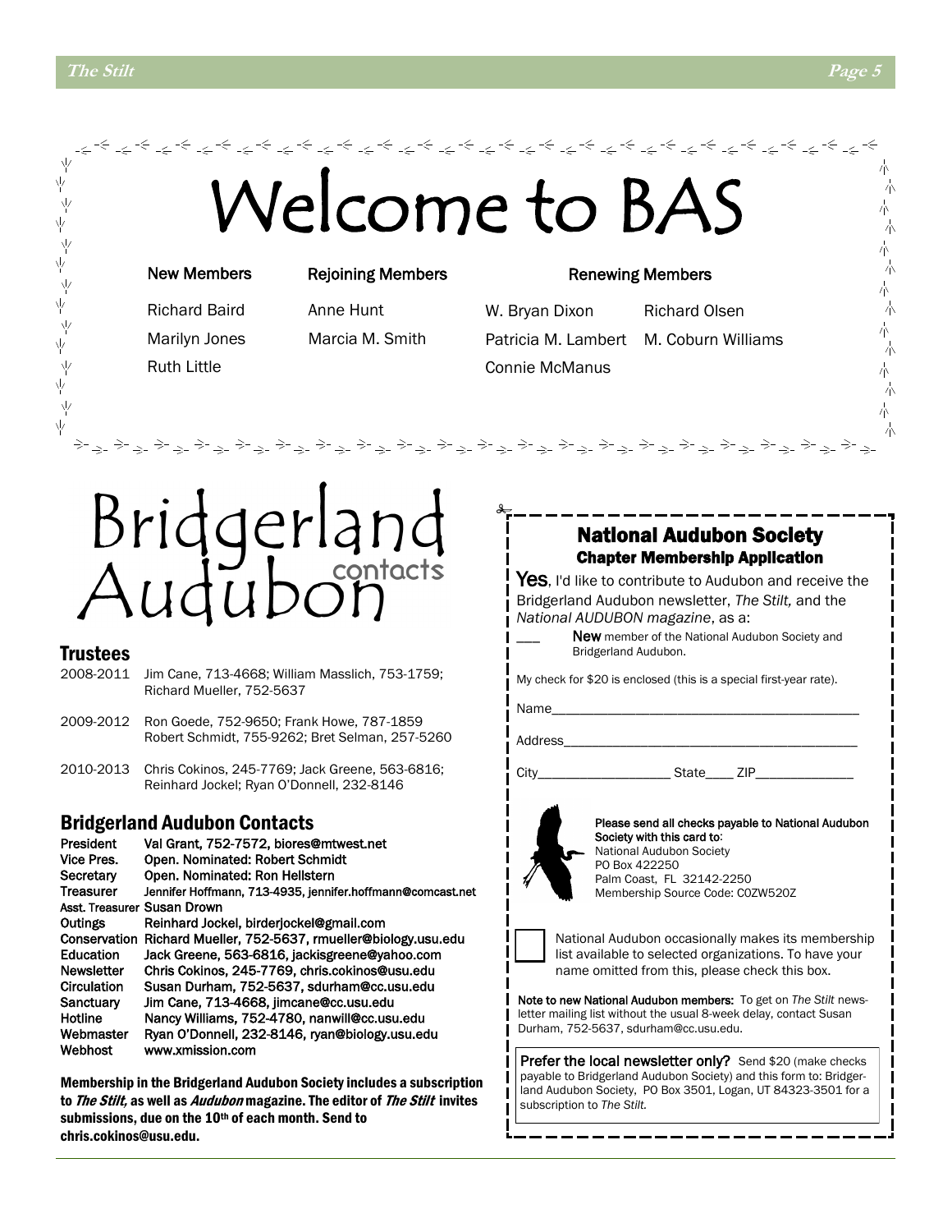# Welcome to BAS

| New Members | Rejoining Members | Renewing Members | |
|---|---|---|---|
| Richard Baird | Anne Hunt | W. Bryan Dixon | Richard Olsen |
| Marilyn Jones | Marcia M. Smith | Patricia M. Lambert | M. Coburn Williams |
| Ruth Little | | Connie McManus | |

# Bridgerland Audubon contacts

## Trustees

2008-2011 Jim Cane, 713-4668; William Masslich, 753-1759; Richard Mueller, 752-5637

2009-2012 Ron Goede, 752-9650; Frank Howe, 787-1859 Robert Schmidt, 755-9262; Bret Selman, 257-5260

2010-2013 Chris Cokinos, 245-7769; Jack Greene, 563-6816; Reinhard Jockel; Ryan O'Donnell, 232-8146

## Bridgerland Audubon Contacts

| | |
|---|---|
| President | Val Grant, 752-7572, biores@mtwest.net |
| Vice Pres. | Open. Nominated: Robert Schmidt |
| Secretary | Open. Nominated: Ron Hellstern |
| Treasurer | Jennifer Hoffmann, 713-4935, jennifer.hoffmann@comcast.net |
| Asst. Treasurer | Susan Drown |
| Outings | Reinhard Jockel, birderjockel@gmail.com |
| Conservation | Richard Mueller, 752-5637, rmueller@biology.usu.edu |
| Education | Jack Greene, 563-6816, jackisgreene@yahoo.com |
| Newsletter | Chris Cokinos, 245-7769, chris.cokinos@usu.edu |
| Circulation | Susan Durham, 752-5637, sdurham@cc.usu.edu |
| Sanctuary | Jim Cane, 713-4668, jimcane@cc.usu.edu |
| Hotline | Nancy Williams, 752-4780, nanwill@cc.usu.edu |
| Webmaster | Ryan O'Donnell, 232-8146, ryan@biology.usu.edu |
| Webhost | www.xmission.com |

**Membership in the Bridgerland Audubon Society includes a subscription to *The Stilt,* as well as *Audubon* magazine. The editor of *The Stilt* invites submissions, due on the 10th of each month. Send to chris.cokinos@usu.edu.**

## National Audubon Society
### Chapter Membership Application

**Yes**, I'd like to contribute to Audubon and receive the Bridgerland Audubon newsletter, *The Stilt,* and the *National AUDUBON magazine*, as a:

___ **New** member of the National Audubon Society and Bridgerland Audubon.

My check for $20 is enclosed (this is a special first-year rate).

Name_____________________________________________

Address___________________________________________

City__________________ State____ ZIP______________

**Please send all checks payable to National Audubon Society with this card to:**
National Audubon Society
PO Box 422250
Palm Coast, FL 32142-2250
Membership Source Code: C0ZW520Z

☐ National Audubon occasionally makes its membership list available to selected organizations. To have your name omitted from this, please check this box.

**Note to new National Audubon members:** To get on *The Stilt* newsletter mailing list without the usual 8-week delay, contact Susan Durham, 752-5637, sdurham@cc.usu.edu.

**Prefer the local newsletter only?** Send $20 (make checks payable to Bridgerland Audubon Society) and this form to: Bridgerland Audubon Society, PO Box 3501, Logan, UT 84323-3501 for a subscription to *The Stilt.*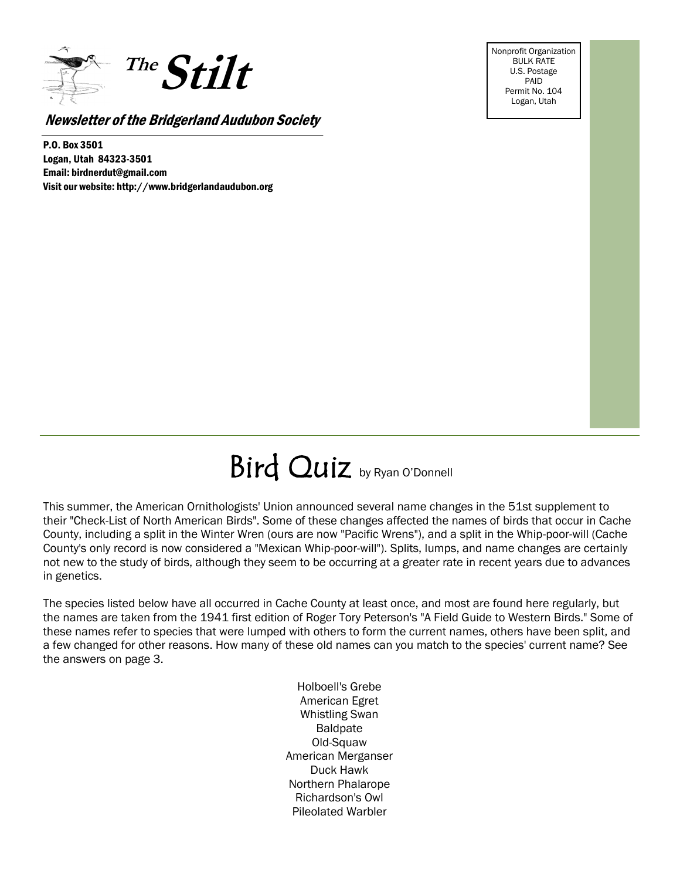# *The* Stilt

*Newsletter of the Bridgerland Audubon Society*

**P.O. Box 3501**
**Logan, Utah 84323-3501**
**Email: birdnerdut@gmail.com**
**Visit our website: http://www.bridgerlandaudubon.org**

Nonprofit Organization
BULK RATE
U.S. Postage
PAID
Permit No. 104
Logan, Utah

## Bird Quiz by Ryan O'Donnell

This summer, the American Ornithologists' Union announced several name changes in the 51st supplement to their "Check-List of North American Birds". Some of these changes affected the names of birds that occur in Cache County, including a split in the Winter Wren (ours are now "Pacific Wrens"), and a split in the Whip-poor-will (Cache County's only record is now considered a "Mexican Whip-poor-will"). Splits, lumps, and name changes are certainly not new to the study of birds, although they seem to be occurring at a greater rate in recent years due to advances in genetics.

The species listed below have all occurred in Cache County at least once, and most are found here regularly, but the names are taken from the 1941 first edition of Roger Tory Peterson's "A Field Guide to Western Birds." Some of these names refer to species that were lumped with others to form the current names, others have been split, and a few changed for other reasons. How many of these old names can you match to the species' current name? See the answers on page 3.

Holboell's Grebe
American Egret
Whistling Swan
Baldpate
Old-Squaw
American Merganser
Duck Hawk
Northern Phalarope
Richardson's Owl
Pileolated Warbler